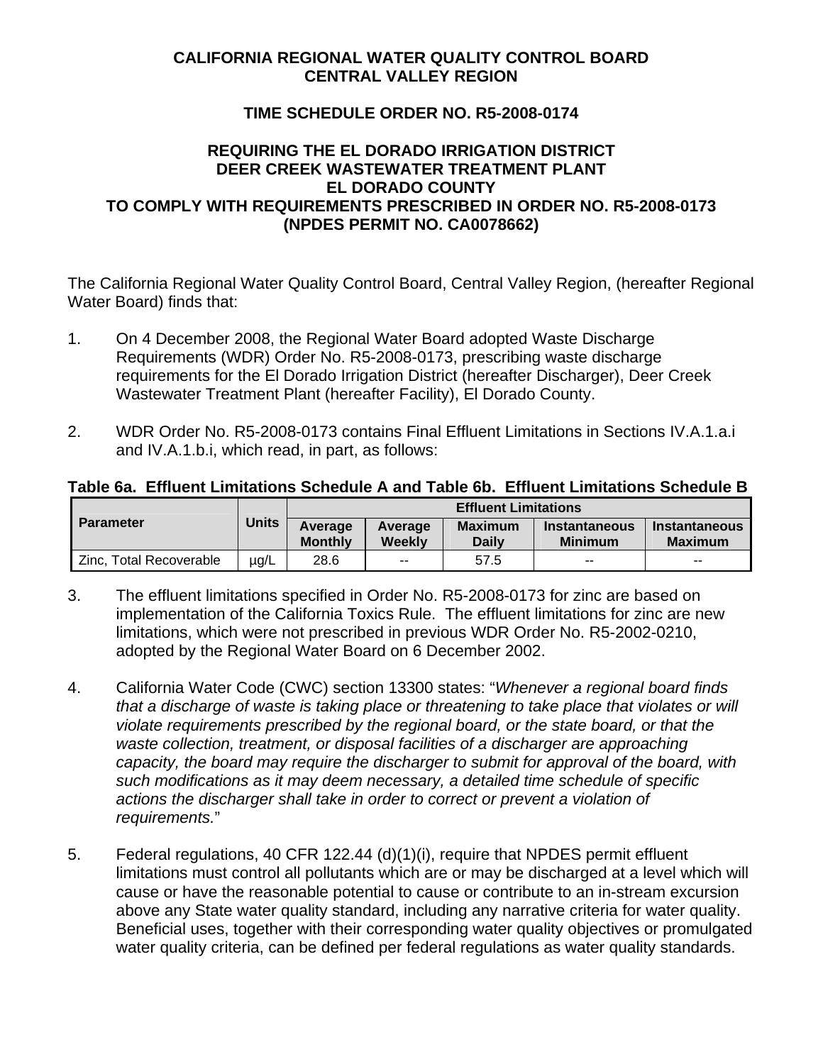**CALIFORNIA REGIONAL WATER QUALITY CONTROL BOARD**
**CENTRAL VALLEY REGION**

**TIME SCHEDULE ORDER NO. R5-2008-0174**

**REQUIRING THE EL DORADO IRRIGATION DISTRICT**
**DEER CREEK WASTEWATER TREATMENT PLANT**
**EL DORADO COUNTY**
**TO COMPLY WITH REQUIREMENTS PRESCRIBED IN ORDER NO. R5-2008-0173**
**(NPDES PERMIT NO. CA0078662)**

The California Regional Water Quality Control Board, Central Valley Region, (hereafter Regional Water Board) finds that:

1. On 4 December 2008, the Regional Water Board adopted Waste Discharge Requirements (WDR) Order No. R5-2008-0173, prescribing waste discharge requirements for the El Dorado Irrigation District (hereafter Discharger), Deer Creek Wastewater Treatment Plant (hereafter Facility), El Dorado County.

2. WDR Order No. R5-2008-0173 contains Final Effluent Limitations in Sections IV.A.1.a.i and IV.A.1.b.i, which read, in part, as follows:

**Table 6a. Effluent Limitations Schedule A and Table 6b. Effluent Limitations Schedule B**

| Parameter | Units | Effluent Limitations | | | | |
|---|---|---|---|---|---|---|
| | | Average Monthly | Average Weekly | Maximum Daily | Instantaneous Minimum | Instantaneous Maximum |
| Zinc, Total Recoverable | µg/L | 28.6 | -- | 57.5 | -- | -- |

3. The effluent limitations specified in Order No. R5-2008-0173 for zinc are based on implementation of the California Toxics Rule. The effluent limitations for zinc are new limitations, which were not prescribed in previous WDR Order No. R5-2002-0210, adopted by the Regional Water Board on 6 December 2002.

4. California Water Code (CWC) section 13300 states: "*Whenever a regional board finds that a discharge of waste is taking place or threatening to take place that violates or will violate requirements prescribed by the regional board, or the state board, or that the waste collection, treatment, or disposal facilities of a discharger are approaching capacity, the board may require the discharger to submit for approval of the board, with such modifications as it may deem necessary, a detailed time schedule of specific actions the discharger shall take in order to correct or prevent a violation of requirements.*"

5. Federal regulations, 40 CFR 122.44 (d)(1)(i), require that NPDES permit effluent limitations must control all pollutants which are or may be discharged at a level which will cause or have the reasonable potential to cause or contribute to an in-stream excursion above any State water quality standard, including any narrative criteria for water quality. Beneficial uses, together with their corresponding water quality objectives or promulgated water quality criteria, can be defined per federal regulations as water quality standards.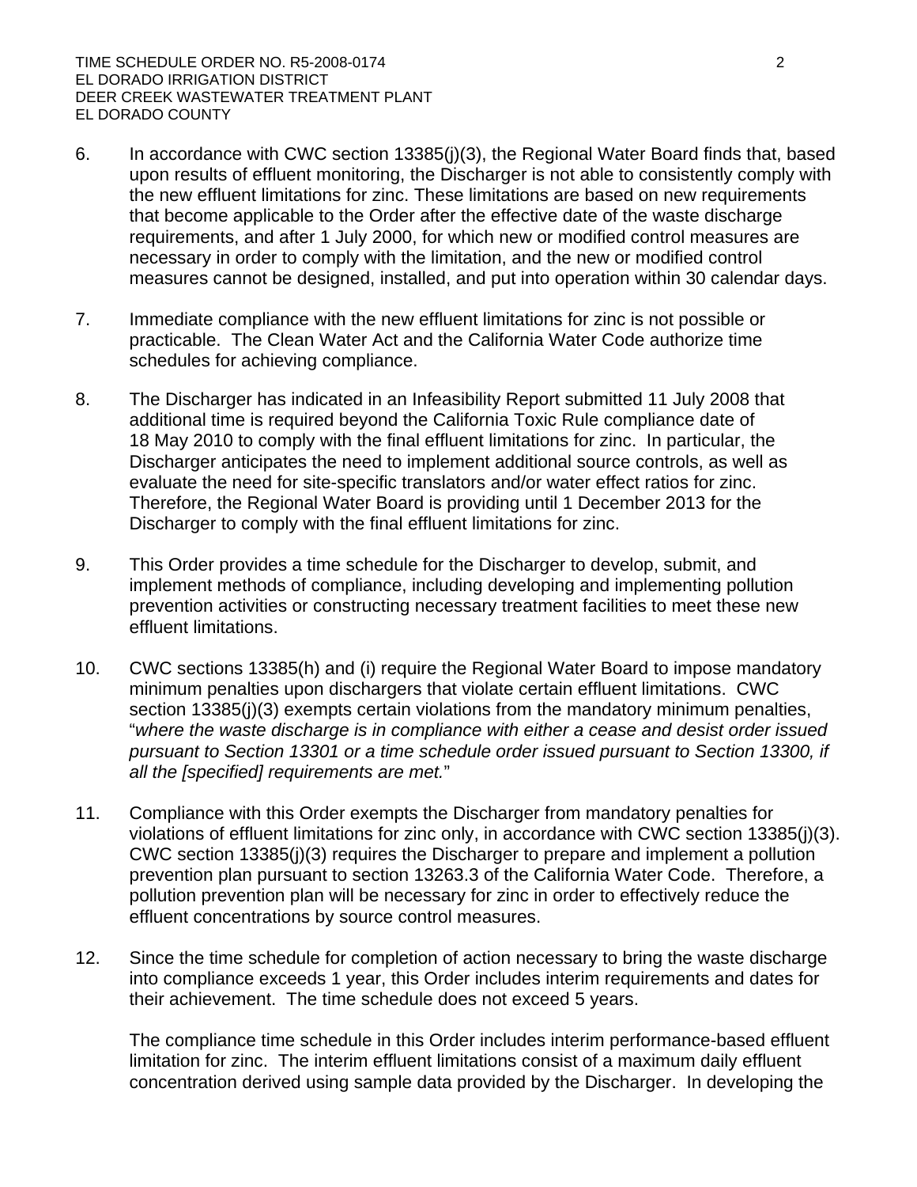6. In accordance with CWC section 13385(j)(3), the Regional Water Board finds that, based upon results of effluent monitoring, the Discharger is not able to consistently comply with the new effluent limitations for zinc. These limitations are based on new requirements that become applicable to the Order after the effective date of the waste discharge requirements, and after 1 July 2000, for which new or modified control measures are necessary in order to comply with the limitation, and the new or modified control measures cannot be designed, installed, and put into operation within 30 calendar days.

7. Immediate compliance with the new effluent limitations for zinc is not possible or practicable. The Clean Water Act and the California Water Code authorize time schedules for achieving compliance.

8. The Discharger has indicated in an Infeasibility Report submitted 11 July 2008 that additional time is required beyond the California Toxic Rule compliance date of 18 May 2010 to comply with the final effluent limitations for zinc. In particular, the Discharger anticipates the need to implement additional source controls, as well as evaluate the need for site-specific translators and/or water effect ratios for zinc. Therefore, the Regional Water Board is providing until 1 December 2013 for the Discharger to comply with the final effluent limitations for zinc.

9. This Order provides a time schedule for the Discharger to develop, submit, and implement methods of compliance, including developing and implementing pollution prevention activities or constructing necessary treatment facilities to meet these new effluent limitations.

10. CWC sections 13385(h) and (i) require the Regional Water Board to impose mandatory minimum penalties upon dischargers that violate certain effluent limitations. CWC section 13385(j)(3) exempts certain violations from the mandatory minimum penalties, "*where the waste discharge is in compliance with either a cease and desist order issued pursuant to Section 13301 or a time schedule order issued pursuant to Section 13300, if all the [specified] requirements are met.*"

11. Compliance with this Order exempts the Discharger from mandatory penalties for violations of effluent limitations for zinc only, in accordance with CWC section 13385(j)(3). CWC section 13385(j)(3) requires the Discharger to prepare and implement a pollution prevention plan pursuant to section 13263.3 of the California Water Code. Therefore, a pollution prevention plan will be necessary for zinc in order to effectively reduce the effluent concentrations by source control measures.

12. Since the time schedule for completion of action necessary to bring the waste discharge into compliance exceeds 1 year, this Order includes interim requirements and dates for their achievement. The time schedule does not exceed 5 years.

    The compliance time schedule in this Order includes interim performance-based effluent limitation for zinc. The interim effluent limitations consist of a maximum daily effluent concentration derived using sample data provided by the Discharger. In developing the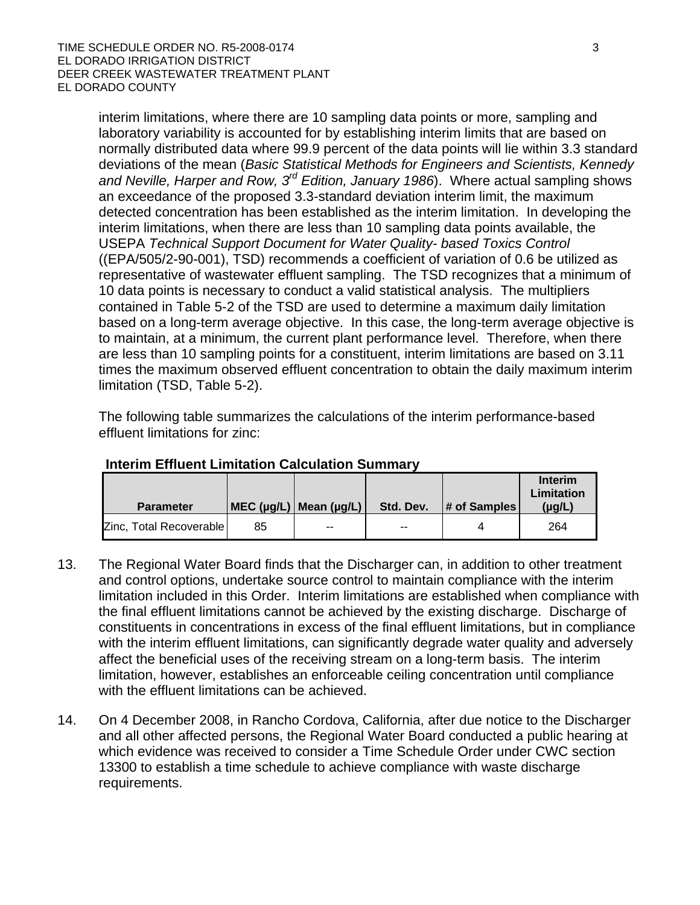interim limitations, where there are 10 sampling data points or more, sampling and laboratory variability is accounted for by establishing interim limits that are based on normally distributed data where 99.9 percent of the data points will lie within 3.3 standard deviations of the mean (*Basic Statistical Methods for Engineers and Scientists, Kennedy and Neville, Harper and Row, 3rd Edition, January 1986*). Where actual sampling shows an exceedance of the proposed 3.3-standard deviation interim limit, the maximum detected concentration has been established as the interim limitation. In developing the interim limitations, when there are less than 10 sampling data points available, the USEPA *Technical Support Document for Water Quality- based Toxics Control* ((EPA/505/2-90-001), TSD) recommends a coefficient of variation of 0.6 be utilized as representative of wastewater effluent sampling. The TSD recognizes that a minimum of 10 data points is necessary to conduct a valid statistical analysis. The multipliers contained in Table 5-2 of the TSD are used to determine a maximum daily limitation based on a long-term average objective. In this case, the long-term average objective is to maintain, at a minimum, the current plant performance level. Therefore, when there are less than 10 sampling points for a constituent, interim limitations are based on 3.11 times the maximum observed effluent concentration to obtain the daily maximum interim limitation (TSD, Table 5-2).

The following table summarizes the calculations of the interim performance-based effluent limitations for zinc:

**Interim Effluent Limitation Calculation Summary**

| Parameter | MEC (µg/L) | Mean (µg/L) | Std. Dev. | # of Samples | Interim Limitation (µg/L) |
|---|---|---|---|---|---|
| Zinc, Total Recoverable | 85 | -- | -- | 4 | 264 |

13. The Regional Water Board finds that the Discharger can, in addition to other treatment and control options, undertake source control to maintain compliance with the interim limitation included in this Order. Interim limitations are established when compliance with the final effluent limitations cannot be achieved by the existing discharge. Discharge of constituents in concentrations in excess of the final effluent limitations, but in compliance with the interim effluent limitations, can significantly degrade water quality and adversely affect the beneficial uses of the receiving stream on a long-term basis. The interim limitation, however, establishes an enforceable ceiling concentration until compliance with the effluent limitations can be achieved.

14. On 4 December 2008, in Rancho Cordova, California, after due notice to the Discharger and all other affected persons, the Regional Water Board conducted a public hearing at which evidence was received to consider a Time Schedule Order under CWC section 13300 to establish a time schedule to achieve compliance with waste discharge requirements.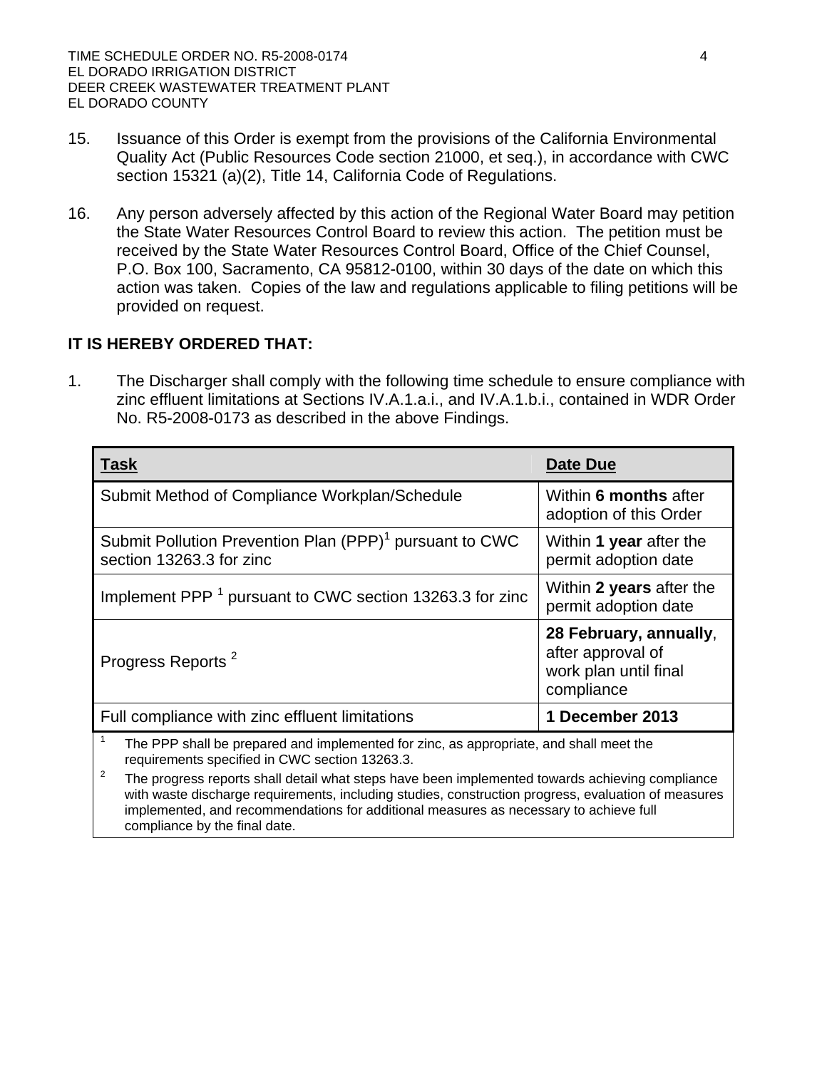15. Issuance of this Order is exempt from the provisions of the California Environmental Quality Act (Public Resources Code section 21000, et seq.), in accordance with CWC section 15321 (a)(2), Title 14, California Code of Regulations.

16. Any person adversely affected by this action of the Regional Water Board may petition the State Water Resources Control Board to review this action. The petition must be received by the State Water Resources Control Board, Office of the Chief Counsel, P.O. Box 100, Sacramento, CA 95812-0100, within 30 days of the date on which this action was taken. Copies of the law and regulations applicable to filing petitions will be provided on request.

**IT IS HEREBY ORDERED THAT:**

1. The Discharger shall comply with the following time schedule to ensure compliance with zinc effluent limitations at Sections IV.A.1.a.i., and IV.A.1.b.i., contained in WDR Order No. R5-2008-0173 as described in the above Findings.

| Task | Date Due |
|---|---|
| Submit Method of Compliance Workplan/Schedule | Within **6 months** after adoption of this Order |
| Submit Pollution Prevention Plan (PPP)[1] pursuant to CWC section 13263.3 for zinc | Within **1 year** after the permit adoption date |
| Implement PPP [1] pursuant to CWC section 13263.3 for zinc | Within **2 years** after the permit adoption date |
| Progress Reports [2] | **28 February, annually**, after approval of work plan until final compliance |
| Full compliance with zinc effluent limitations | **1 December 2013** |

[1] The PPP shall be prepared and implemented for zinc, as appropriate, and shall meet the requirements specified in CWC section 13263.3.

[2] The progress reports shall detail what steps have been implemented towards achieving compliance with waste discharge requirements, including studies, construction progress, evaluation of measures implemented, and recommendations for additional measures as necessary to achieve full compliance by the final date.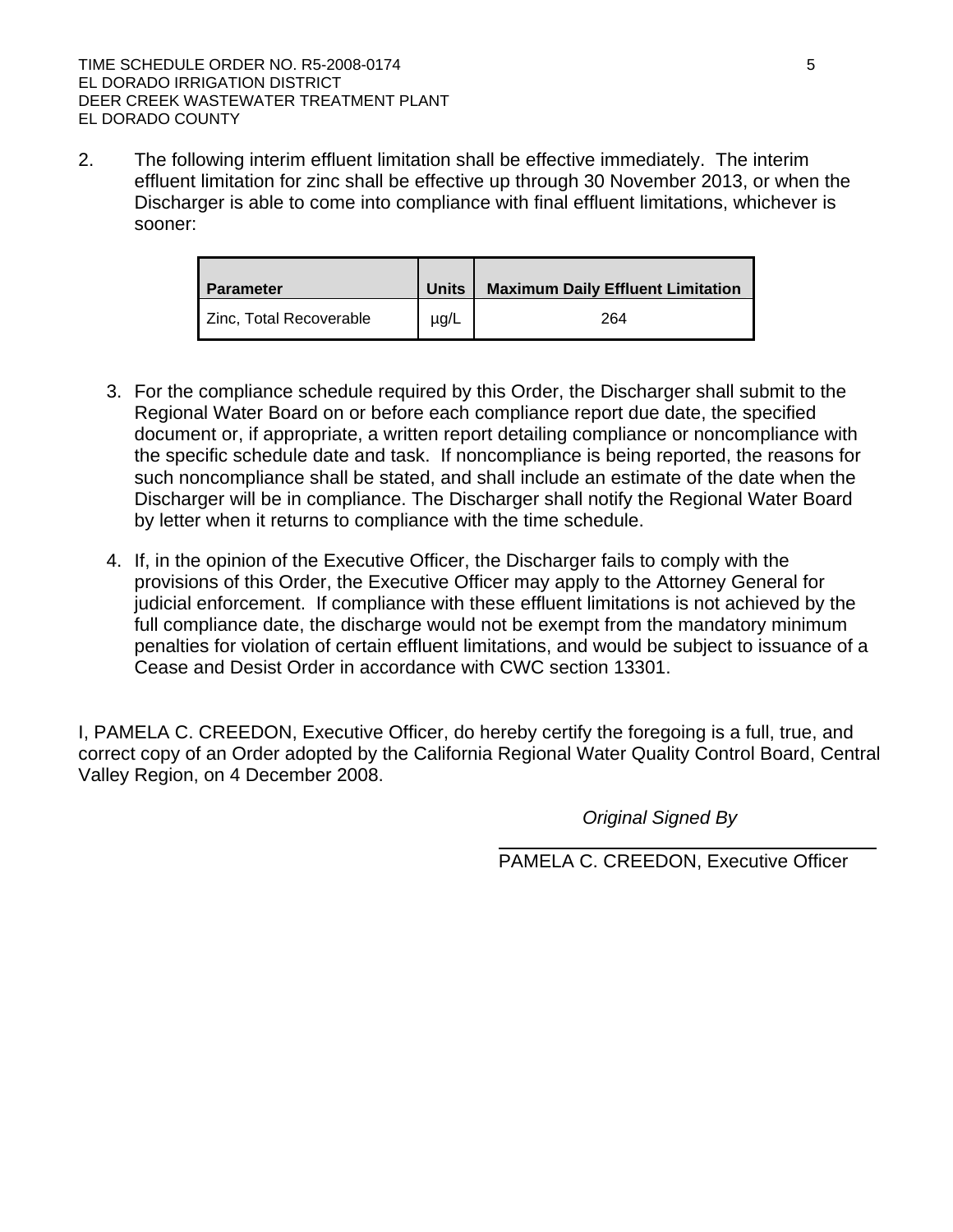2. The following interim effluent limitation shall be effective immediately. The interim effluent limitation for zinc shall be effective up through 30 November 2013, or when the Discharger is able to come into compliance with final effluent limitations, whichever is sooner:

| Parameter | Units | Maximum Daily Effluent Limitation |
|---|---|---|
| Zinc, Total Recoverable | µg/L | 264 |

3. For the compliance schedule required by this Order, the Discharger shall submit to the Regional Water Board on or before each compliance report due date, the specified document or, if appropriate, a written report detailing compliance or noncompliance with the specific schedule date and task. If noncompliance is being reported, the reasons for such noncompliance shall be stated, and shall include an estimate of the date when the Discharger will be in compliance. The Discharger shall notify the Regional Water Board by letter when it returns to compliance with the time schedule.

4. If, in the opinion of the Executive Officer, the Discharger fails to comply with the provisions of this Order, the Executive Officer may apply to the Attorney General for judicial enforcement. If compliance with these effluent limitations is not achieved by the full compliance date, the discharge would not be exempt from the mandatory minimum penalties for violation of certain effluent limitations, and would be subject to issuance of a Cease and Desist Order in accordance with CWC section 13301.

I, PAMELA C. CREEDON, Executive Officer, do hereby certify the foregoing is a full, true, and correct copy of an Order adopted by the California Regional Water Quality Control Board, Central Valley Region, on 4 December 2008.

*Original Signed By*

PAMELA C. CREEDON, Executive Officer